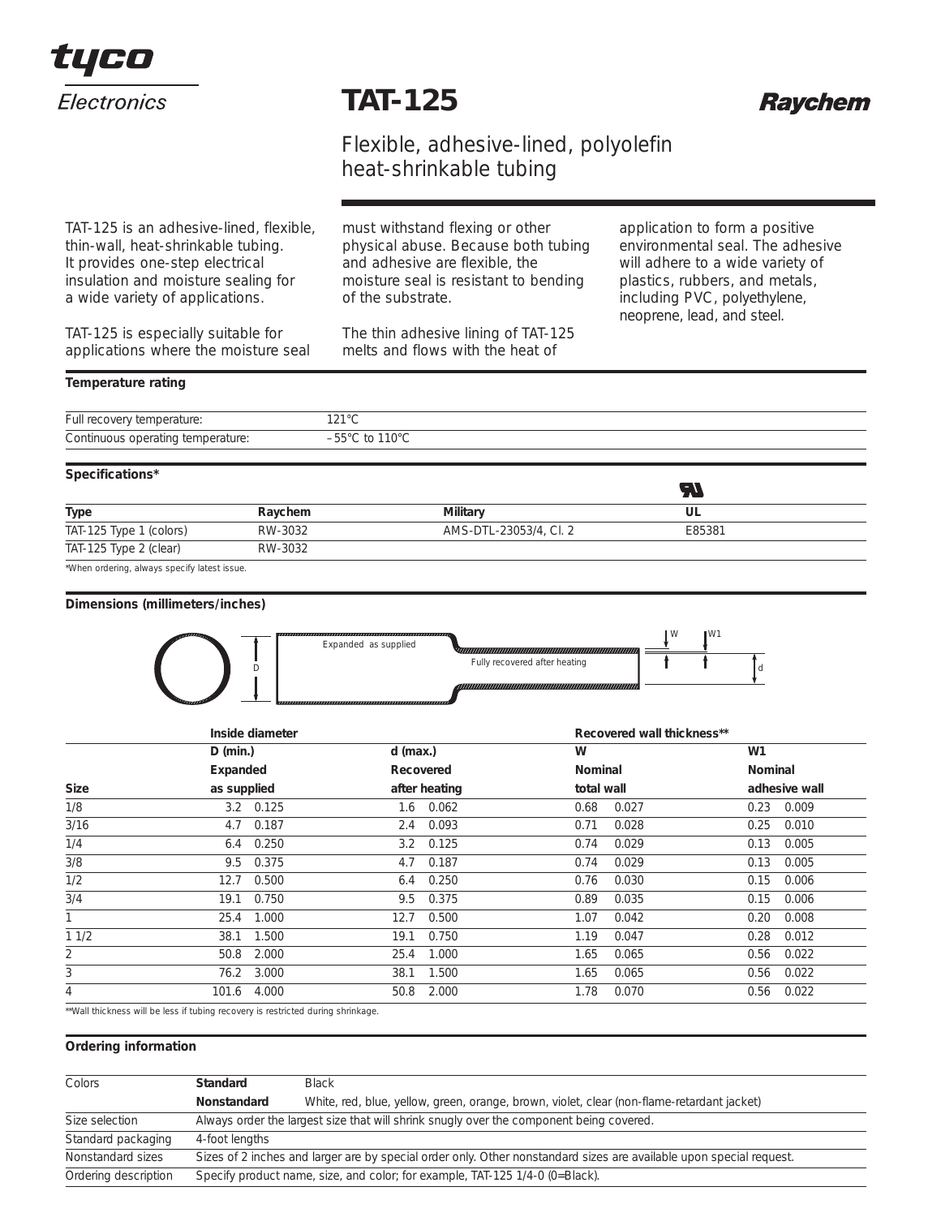tyco Electronics

# TAT-125

Raychem

## Flexible, adhesive-lined, polyolefin heat-shrinkable tubing

TAT-125 is an adhesive-lined, flexible, thin-wall, heat-shrinkable tubing. It provides one-step electrical insulation and moisture sealing for a wide variety of applications.

TAT-125 is especially suitable for applications where the moisture seal must withstand flexing or other physical abuse. Because both tubing and adhesive are flexible, the moisture seal is resistant to bending of the substrate.

The thin adhesive lining of TAT-125 melts and flows with the heat of application to form a positive environmental seal. The adhesive will adhere to a wide variety of plastics, rubbers, and metals, including PVC, polyethylene, neoprene, lead, and steel.

### Temperature rating

| | |
|---|---|
| Full recovery temperature: | 121°C |
| Continuous operating temperature: | –55°C to 110°C |

### Specifications*

| Type | Raychem | Military | UL |
|---|---|---|---|
| TAT-125 Type 1 (colors) | RW-3032 | AMS-DTL-23053/4, Cl. 2 | E85381 |
| TAT-125 Type 2 (clear) | RW-3032 | | |

*When ordering, always specify latest issue.

### Dimensions (millimeters/inches)

Expanded as supplied — Fully recovered after heating (D, d, W, W1)

| | Inside diameter | | | | Recovered wall thickness** | | | |
|---|---|---|---|---|---|---|---|---|
| | D (min.) Expanded as supplied | | d (max.) Recovered after heating | | W Nominal total wall | | W1 Nominal adhesive wall | |
| Size | mm | in | mm | in | mm | in | mm | in |
| 1/8 | 3.2 | 0.125 | 1.6 | 0.062 | 0.68 | 0.027 | 0.23 | 0.009 |
| 3/16 | 4.7 | 0.187 | 2.4 | 0.093 | 0.71 | 0.028 | 0.25 | 0.010 |
| 1/4 | 6.4 | 0.250 | 3.2 | 0.125 | 0.74 | 0.029 | 0.13 | 0.005 |
| 3/8 | 9.5 | 0.375 | 4.7 | 0.187 | 0.74 | 0.029 | 0.13 | 0.005 |
| 1/2 | 12.7 | 0.500 | 6.4 | 0.250 | 0.76 | 0.030 | 0.15 | 0.006 |
| 3/4 | 19.1 | 0.750 | 9.5 | 0.375 | 0.89 | 0.035 | 0.15 | 0.006 |
| 1 | 25.4 | 1.000 | 12.7 | 0.500 | 1.07 | 0.042 | 0.20 | 0.008 |
| 1 1/2 | 38.1 | 1.500 | 19.1 | 0.750 | 1.19 | 0.047 | 0.28 | 0.012 |
| 2 | 50.8 | 2.000 | 25.4 | 1.000 | 1.65 | 0.065 | 0.56 | 0.022 |
| 3 | 76.2 | 3.000 | 38.1 | 1.500 | 1.65 | 0.065 | 0.56 | 0.022 |
| 4 | 101.6 | 4.000 | 50.8 | 2.000 | 1.78 | 0.070 | 0.56 | 0.022 |

**Wall thickness will be less if tubing recovery is restricted during shrinkage.

### Ordering information

| | | |
|---|---|---|
| Colors | **Standard** | Black |
| | **Nonstandard** | White, red, blue, yellow, green, orange, brown, violet, clear (non-flame-retardant jacket) |
| Size selection | Always order the largest size that will shrink snugly over the component being covered. | |
| Standard packaging | 4-foot lengths | |
| Nonstandard sizes | Sizes of 2 inches and larger are by special order only. Other nonstandard sizes are available upon special request. | |
| Ordering description | Specify product name, size, and color; for example, TAT-125 1/4-0 (0=Black). | |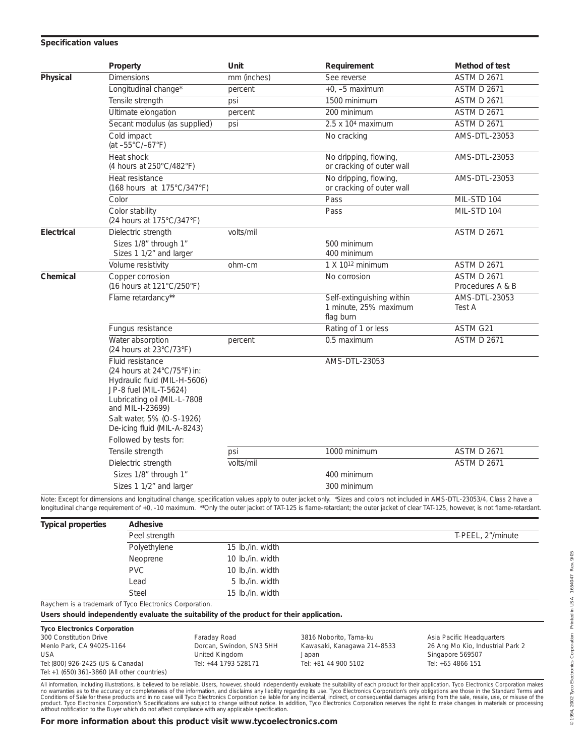**Specification values**

| | Property | Unit | Requirement | Method of test |
|---|---|---|---|---|
| **Physical** | Dimensions | mm (inches) | See reverse | ASTM D 2671 |
| | Longitudinal change* | percent | +0, –5 maximum | ASTM D 2671 |
| | Tensile strength | psi | 1500 minimum | ASTM D 2671 |
| | Ultimate elongation | percent | 200 minimum | ASTM D 2671 |
| | Secant modulus (as supplied) | psi | $2.5 \times 10^4$ maximum | ASTM D 2671 |
| | Cold impact (at –55°C/–67°F) | | No cracking | AMS-DTL-23053 |
| | Heat shock (4 hours at 250°C/482°F) | | No dripping, flowing, or cracking of outer wall | AMS-DTL-23053 |
| | Heat resistance (168 hours at 175°C/347°F) | | No dripping, flowing, or cracking of outer wall | AMS-DTL-23053 |
| | Color | | Pass | MIL-STD 104 |
| | Color stability (24 hours at 175°C/347°F) | | Pass | MIL-STD 104 |
| **Electrical** | Dielectric strength | volts/mil | | ASTM D 2671 |
| | Sizes 1/8" through 1" | | 500 minimum | |
| | Sizes 1 1/2" and larger | | 400 minimum | |
| | Volume resistivity | ohm-cm | $1 \times 10^{12}$ minimum | ASTM D 2671 |
| **Chemical** | Copper corrosion (16 hours at 121°C/250°F) | | No corrosion | ASTM D 2671 Procedures A & B |
| | Flame retardancy** | | Self-extinguishing within 1 minute, 25% maximum flag burn | AMS-DTL-23053 Test A |
| | Fungus resistance | | Rating of 1 or less | ASTM G21 |
| | Water absorption (24 hours at 23°C/73°F) | percent | 0.5 maximum | ASTM D 2671 |
| | Fluid resistance (24 hours at 24°C/75°F) in: Hydraulic fluid (MIL-H-5606) JP-8 fuel (MIL-T-5624) Lubricating oil (MIL-L-7808 and MIL-I-23699) Salt water, 5% (O-S-1926) De-icing fluid (MIL-A-8243) | | AMS-DTL-23053 | |
| | Followed by tests for: | | | |
| | Tensile strength | psi | 1000 minimum | ASTM D 2671 |
| | Dielectric strength | volts/mil | | ASTM D 2671 |
| | Sizes 1/8" through 1" | | 400 minimum | |
| | Sizes 1 1/2" and larger | | 300 minimum | |

Note: Except for dimensions and longitudinal change, specification values apply to outer jacket only. *Sizes and colors not included in AMS-DTL-23053/4, Class 2 have a longitudinal change requirement of +0, -10 maximum. **Only the outer jacket of TAT-125 is flame-retardant; the outer jacket of clear TAT-125, however, is not flame-retardant.

| **Typical properties** | **Adhesive** | | |
|---|---|---|---|
| | Peel strength | | T-PEEL, 2"/minute |
| | Polyethylene | 15 lb./in. width | |
| | Neoprene | 10 lb./in. width | |
| | PVC | 10 lb./in. width | |
| | Lead | 5 lb./in. width | |
| | Steel | 15 lb./in. width | |

Raychem is a trademark of Tyco Electronics Corporation.

**Users should independently evaluate the suitability of the product for their application.**

**Tyco Electronics Corporation**
300 Constitution Drive
Menlo Park, CA 94025-1164
USA
Tel: (800) 926-2425 (US & Canada)
Tel: +1 (650) 361-3860 (All other countries)

Faraday Road
Dorcan, Swindon, SN3 5HH
United Kingdom
Tel: +44 1793 528171

3816 Noborito, Tama-ku
Kawasaki, Kanagawa 214-8533
Japan
Tel: +81 44 900 5102

Asia Pacific Headquarters
26 Ang Mo Kio, Industrial Park 2
Singapore 569507
Tel: +65 4866 151

All information, including illustrations, is believed to be reliable. Users, however, should independently evaluate the suitability of each product for their application. Tyco Electronics Corporation makes no warranties as to the accuracy or completeness of the information, and disclaims any liability regarding its use. Tyco Electronics Corporation's only obligations are those in the Standard Terms and Conditions of Sale for these products and in no case will Tyco Electronics Corporation be liable for any incidental, indirect, or consequential damages arising from the sale, resale, use, or misuse of the product. Tyco Electronics Corporation's Specifications are subject to change without notice. In addition, Tyco Electronics Corporation reserves the right to make changes in materials or processing without notification to the Buyer which do not affect compliance with any applicable specification.

**For more information about this product visit www.tycoelectronics.com**

© 1994, 2002 Tyco Electronics Corporation Printed in USA 1654047 Rev. 9/05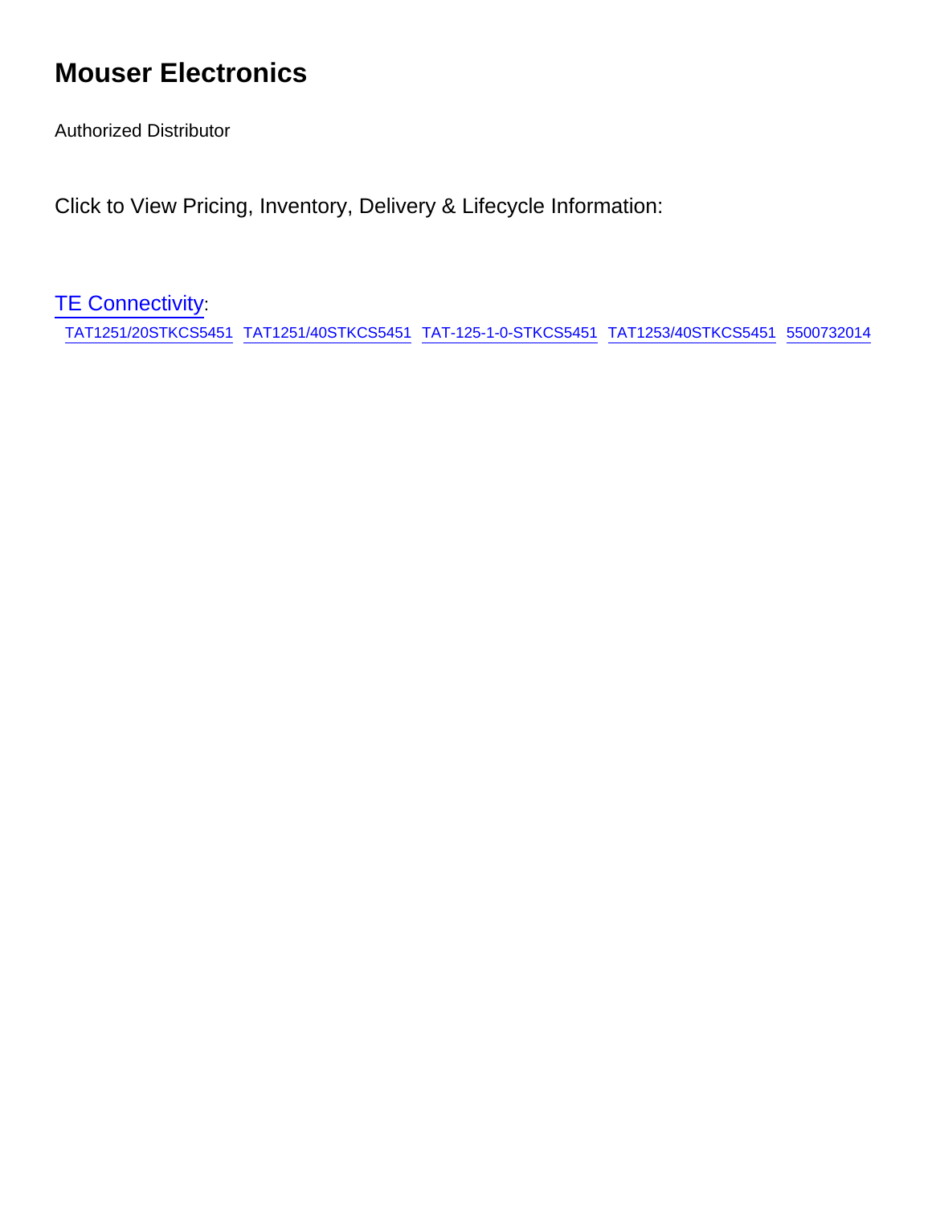# Mouser Electronics

Authorized Distributor

Click to View Pricing, Inventory, Delivery & Lifecycle Information:

TE Connectivity:

TAT1251/20STKCS5451 TAT1251/40STKCS5451 TAT-125-1-0-STKCS5451 TAT1253/40STKCS5451 5500732014